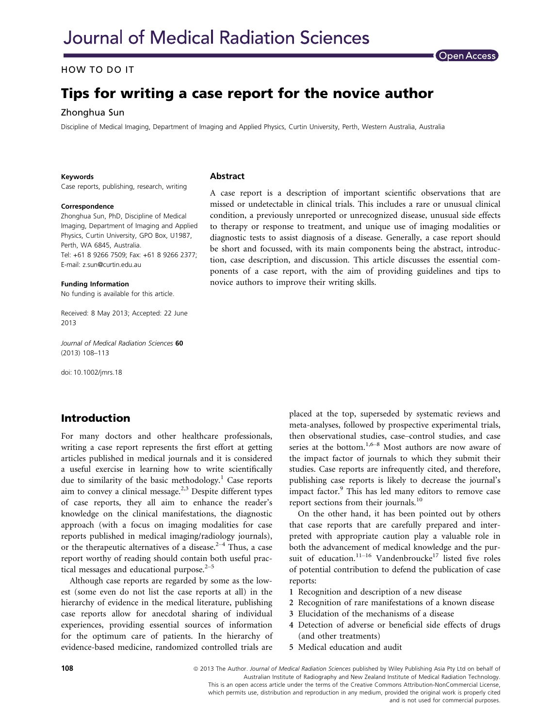HOW TO DO IT

# Tips for writing a case report for the novice author

Zhonghua Sun

Discipline of Medical Imaging, Department of Imaging and Applied Physics, Curtin University, Perth, Western Australia, Australia

**Keywords**
Case reports, publishing, research, writing

**Correspondence**
Zhonghua Sun, PhD, Discipline of Medical Imaging, Department of Imaging and Applied Physics, Curtin University, GPO Box, U1987, Perth, WA 6845, Australia.
Tel: +61 8 9266 7509; Fax: +61 8 9266 2377;
E-mail: z.sun@curtin.edu.au

**Funding Information**
No funding is available for this article.

Received: 8 May 2013; Accepted: 22 June 2013

*Journal of Medical Radiation Sciences* **60** (2013) 108–113

doi: 10.1002/jmrs.18

## Abstract

A case report is a description of important scientific observations that are missed or undetectable in clinical trials. This includes a rare or unusual clinical condition, a previously unreported or unrecognized disease, unusual side effects to therapy or response to treatment, and unique use of imaging modalities or diagnostic tests to assist diagnosis of a disease. Generally, a case report should be short and focussed, with its main components being the abstract, introduction, case description, and discussion. This article discusses the essential components of a case report, with the aim of providing guidelines and tips to novice authors to improve their writing skills.

## Introduction

For many doctors and other healthcare professionals, writing a case report represents the first effort at getting articles published in medical journals and it is considered a useful exercise in learning how to write scientifically due to similarity of the basic methodology.[1] Case reports aim to convey a clinical message.[2,3] Despite different types of case reports, they all aim to enhance the reader's knowledge on the clinical manifestations, the diagnostic approach (with a focus on imaging modalities for case reports published in medical imaging/radiology journals), or the therapeutic alternatives of a disease.[2–4] Thus, a case report worthy of reading should contain both useful practical messages and educational purpose.[2–5]

Although case reports are regarded by some as the lowest (some even do not list the case reports at all) in the hierarchy of evidence in the medical literature, publishing case reports allow for anecdotal sharing of individual experiences, providing essential sources of information for the optimum care of patients. In the hierarchy of evidence-based medicine, randomized controlled trials are placed at the top, superseded by systematic reviews and meta-analyses, followed by prospective experimental trials, then observational studies, case–control studies, and case series at the bottom.[1,6–8] Most authors are now aware of the impact factor of journals to which they submit their studies. Case reports are infrequently cited, and therefore, publishing case reports is likely to decrease the journal's impact factor.[9] This has led many editors to remove case report sections from their journals.[10]

On the other hand, it has been pointed out by others that case reports that are carefully prepared and interpreted with appropriate caution play a valuable role in both the advancement of medical knowledge and the pursuit of education.[11–16] Vandenbroucke[17] listed five roles of potential contribution to defend the publication of case reports:

1. Recognition and description of a new disease
2. Recognition of rare manifestations of a known disease
3. Elucidation of the mechanisms of a disease
4. Detection of adverse or beneficial side effects of drugs (and other treatments)
5. Medical education and audit

© 2013 The Author. *Journal of Medical Radiation Sciences* published by Wiley Publishing Asia Pty Ltd on behalf of Australian Institute of Radiography and New Zealand Institute of Medical Radiation Technology.
This is an open access article under the terms of the Creative Commons Attribution-NonCommercial License, which permits use, distribution and reproduction in any medium, provided the original work is properly cited and is not used for commercial purposes.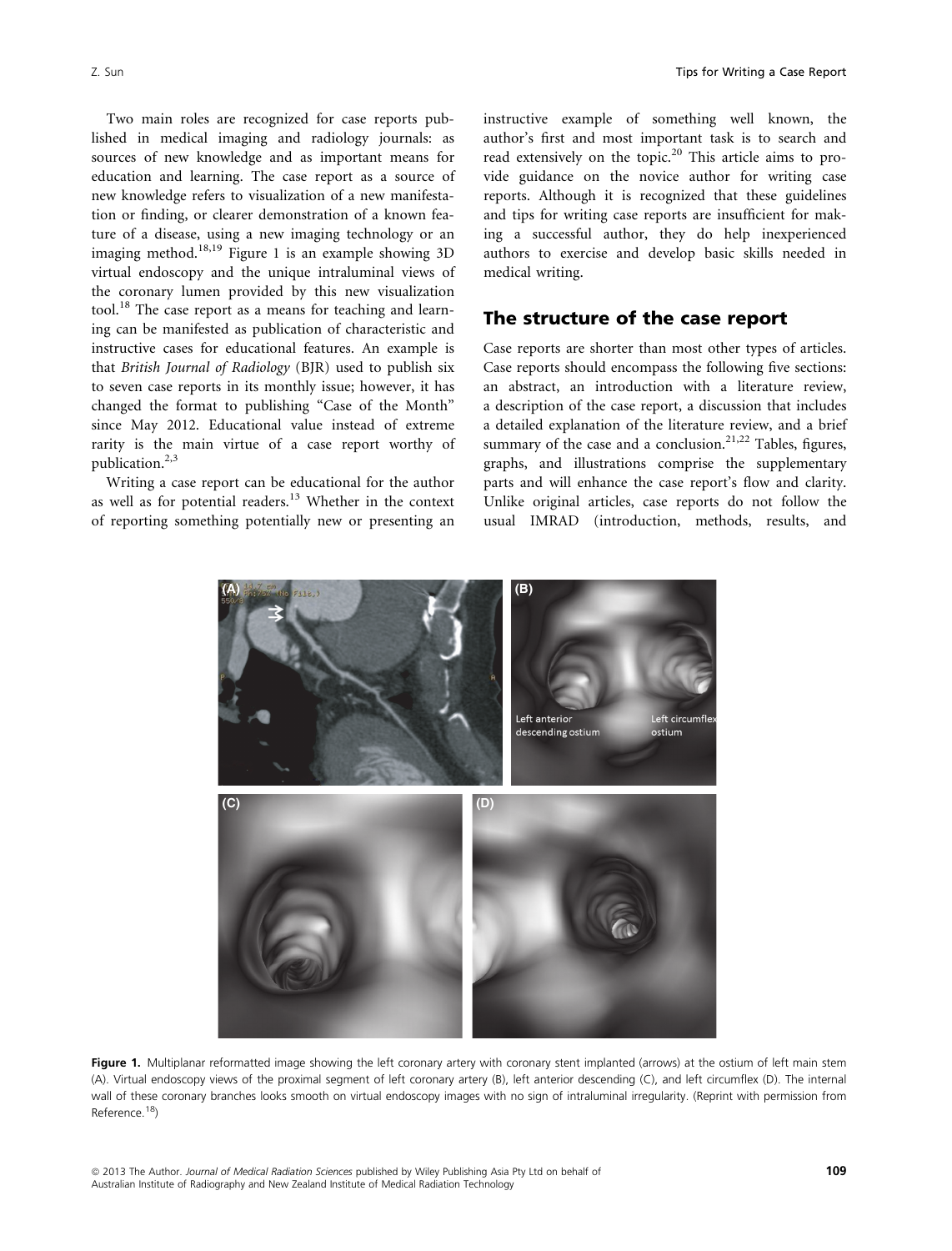Two main roles are recognized for case reports published in medical imaging and radiology journals: as sources of new knowledge and as important means for education and learning. The case report as a source of new knowledge refers to visualization of a new manifestation or finding, or clearer demonstration of a known feature of a disease, using a new imaging technology or an imaging method.[18,19] Figure 1 is an example showing 3D virtual endoscopy and the unique intraluminal views of the coronary lumen provided by this new visualization tool.[18] The case report as a means for teaching and learning can be manifested as publication of characteristic and instructive cases for educational features. An example is that *British Journal of Radiology* (BJR) used to publish six to seven case reports in its monthly issue; however, it has changed the format to publishing "Case of the Month" since May 2012. Educational value instead of extreme rarity is the main virtue of a case report worthy of publication.[2,3]

Writing a case report can be educational for the author as well as for potential readers.[13] Whether in the context of reporting something potentially new or presenting an instructive example of something well known, the author's first and most important task is to search and read extensively on the topic.[20] This article aims to provide guidance on the novice author for writing case reports. Although it is recognized that these guidelines and tips for writing case reports are insufficient for making a successful author, they do help inexperienced authors to exercise and develop basic skills needed in medical writing.

## The structure of the case report

Case reports are shorter than most other types of articles. Case reports should encompass the following five sections: an abstract, an introduction with a literature review, a description of the case report, a discussion that includes a detailed explanation of the literature review, and a brief summary of the case and a conclusion.[21,22] Tables, figures, graphs, and illustrations comprise the supplementary parts and will enhance the case report's flow and clarity. Unlike original articles, case reports do not follow the usual IMRAD (introduction, methods, results, and

**Figure 1.** Multiplanar reformatted image showing the left coronary artery with coronary stent implanted (arrows) at the ostium of left main stem (A). Virtual endoscopy views of the proximal segment of left coronary artery (B), left anterior descending (C), and left circumflex (D). The internal wall of these coronary branches looks smooth on virtual endoscopy images with no sign of intraluminal irregularity. (Reprint with permission from Reference.[18])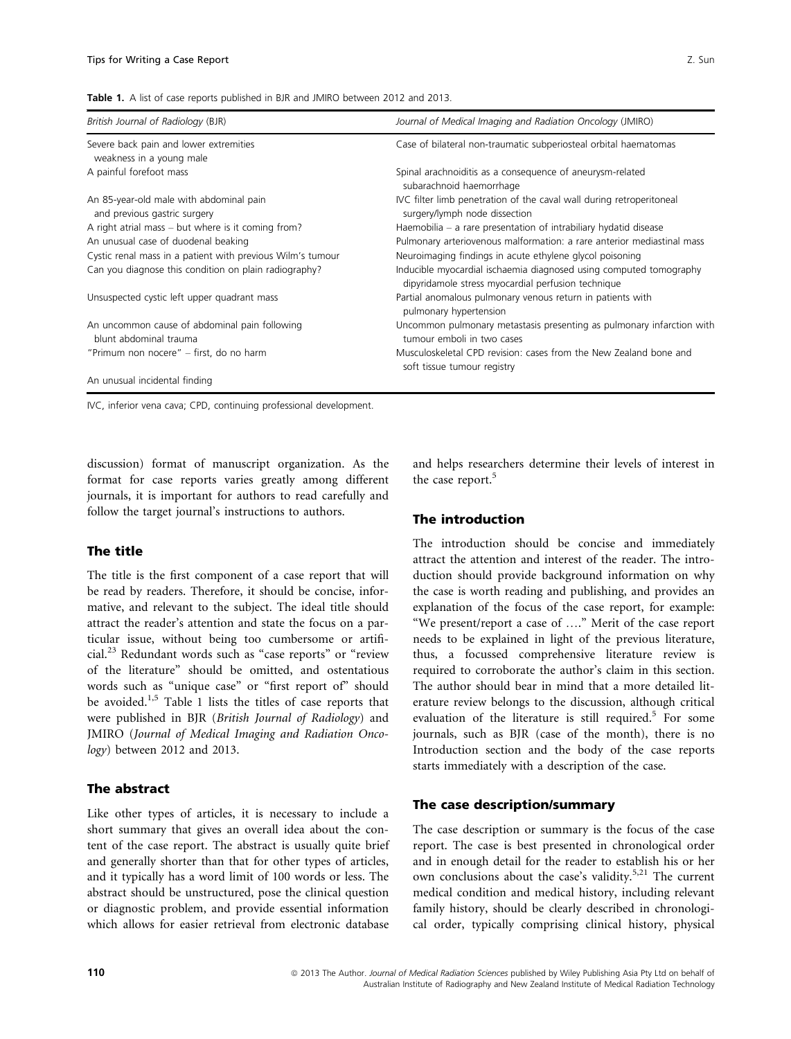**Table 1.** A list of case reports published in BJR and JMIRO between 2012 and 2013.

| *British Journal of Radiology* (BJR) | *Journal of Medical Imaging and Radiation Oncology* (JMIRO) |
| --- | --- |
| Severe back pain and lower extremities weakness in a young male | Case of bilateral non-traumatic subperiosteal orbital haematomas |
| A painful forefoot mass | Spinal arachnoiditis as a consequence of aneurysm-related subarachnoid haemorrhage |
| An 85-year-old male with abdominal pain and previous gastric surgery | IVC filter limb penetration of the caval wall during retroperitoneal surgery/lymph node dissection |
| A right atrial mass – but where is it coming from? | Haemobilia – a rare presentation of intrabiliary hydatid disease |
| An unusual case of duodenal beaking | Pulmonary arteriovenous malformation: a rare anterior mediastinal mass |
| Cystic renal mass in a patient with previous Wilm's tumour | Neuroimaging findings in acute ethylene glycol poisoning |
| Can you diagnose this condition on plain radiography? | Inducible myocardial ischaemia diagnosed using computed tomography dipyridamole stress myocardial perfusion technique |
| Unsuspected cystic left upper quadrant mass | Partial anomalous pulmonary venous return in patients with pulmonary hypertension |
| An uncommon cause of abdominal pain following blunt abdominal trauma | Uncommon pulmonary metastasis presenting as pulmonary infarction with tumour emboli in two cases |
| "Primum non nocere" – first, do no harm | Musculoskeletal CPD revision: cases from the New Zealand bone and soft tissue tumour registry |
| An unusual incidental finding | |

IVC, inferior vena cava; CPD, continuing professional development.

discussion) format of manuscript organization. As the format for case reports varies greatly among different journals, it is important for authors to read carefully and follow the target journal's instructions to authors.

## The title

The title is the first component of a case report that will be read by readers. Therefore, it should be concise, informative, and relevant to the subject. The ideal title should attract the reader's attention and state the focus on a particular issue, without being too cumbersome or artificial.[23] Redundant words such as "case reports" or "review of the literature" should be omitted, and ostentatious words such as "unique case" or "first report of" should be avoided.[1,5] Table 1 lists the titles of case reports that were published in BJR (*British Journal of Radiology*) and JMIRO (*Journal of Medical Imaging and Radiation Oncology*) between 2012 and 2013.

## The abstract

Like other types of articles, it is necessary to include a short summary that gives an overall idea about the content of the case report. The abstract is usually quite brief and generally shorter than that for other types of articles, and it typically has a word limit of 100 words or less. The abstract should be unstructured, pose the clinical question or diagnostic problem, and provide essential information which allows for easier retrieval from electronic database and helps researchers determine their levels of interest in the case report.[5]

## The introduction

The introduction should be concise and immediately attract the attention and interest of the reader. The introduction should provide background information on why the case is worth reading and publishing, and provides an explanation of the focus of the case report, for example: "We present/report a case of …." Merit of the case report needs to be explained in light of the previous literature, thus, a focussed comprehensive literature review is required to corroborate the author's claim in this section. The author should bear in mind that a more detailed literature review belongs to the discussion, although critical evaluation of the literature is still required.[5] For some journals, such as BJR (case of the month), there is no Introduction section and the body of the case reports starts immediately with a description of the case.

## The case description/summary

The case description or summary is the focus of the case report. The case is best presented in chronological order and in enough detail for the reader to establish his or her own conclusions about the case's validity.[5,21] The current medical condition and medical history, including relevant family history, should be clearly described in chronological order, typically comprising clinical history, physical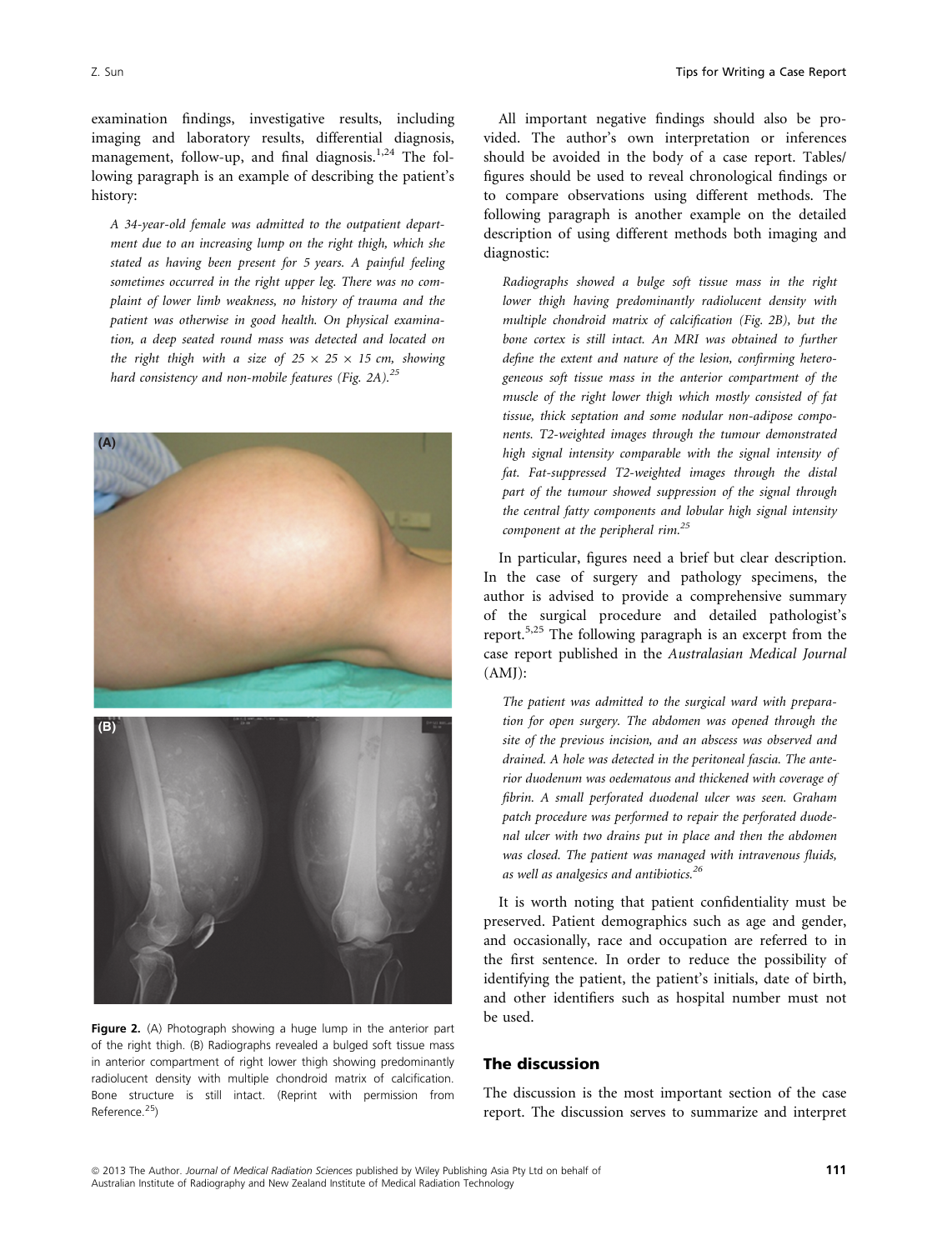examination findings, investigative results, including imaging and laboratory results, differential diagnosis, management, follow-up, and final diagnosis.[1,24] The following paragraph is an example of describing the patient's history:

> *A 34-year-old female was admitted to the outpatient department due to an increasing lump on the right thigh, which she stated as having been present for 5 years. A painful feeling sometimes occurred in the right upper leg. There was no complaint of lower limb weakness, no history of trauma and the patient was otherwise in good health. On physical examination, a deep seated round mass was detected and located on the right thigh with a size of 25 × 25 × 15 cm, showing hard consistency and non-mobile features (Fig. 2A).*[25]

**Figure 2.** (A) Photograph showing a huge lump in the anterior part of the right thigh. (B) Radiographs revealed a bulged soft tissue mass in anterior compartment of right lower thigh showing predominantly radiolucent density with multiple chondroid matrix of calcification. Bone structure is still intact. (Reprint with permission from Reference.[25])

All important negative findings should also be provided. The author's own interpretation or inferences should be avoided in the body of a case report. Tables/figures should be used to reveal chronological findings or to compare observations using different methods. The following paragraph is another example on the detailed description of using different methods both imaging and diagnostic:

> *Radiographs showed a bulge soft tissue mass in the right lower thigh having predominantly radiolucent density with multiple chondroid matrix of calcification (Fig. 2B), but the bone cortex is still intact. An MRI was obtained to further define the extent and nature of the lesion, confirming heterogeneous soft tissue mass in the anterior compartment of the muscle of the right lower thigh which mostly consisted of fat tissue, thick septation and some nodular non-adipose components. T2-weighted images through the tumour demonstrated high signal intensity comparable with the signal intensity of fat. Fat-suppressed T2-weighted images through the distal part of the tumour showed suppression of the signal through the central fatty components and lobular high signal intensity component at the peripheral rim.*[25]

In particular, figures need a brief but clear description. In the case of surgery and pathology specimens, the author is advised to provide a comprehensive summary of the surgical procedure and detailed pathologist's report.[5,25] The following paragraph is an excerpt from the case report published in the *Australasian Medical Journal* (AMJ):

> *The patient was admitted to the surgical ward with preparation for open surgery. The abdomen was opened through the site of the previous incision, and an abscess was observed and drained. A hole was detected in the peritoneal fascia. The anterior duodenum was oedematous and thickened with coverage of fibrin. A small perforated duodenal ulcer was seen. Graham patch procedure was performed to repair the perforated duodenal ulcer with two drains put in place and then the abdomen was closed. The patient was managed with intravenous fluids, as well as analgesics and antibiotics.*[26]

It is worth noting that patient confidentiality must be preserved. Patient demographics such as age and gender, and occasionally, race and occupation are referred to in the first sentence. In order to reduce the possibility of identifying the patient, the patient's initials, date of birth, and other identifiers such as hospital number must not be used.

## The discussion

The discussion is the most important section of the case report. The discussion serves to summarize and interpret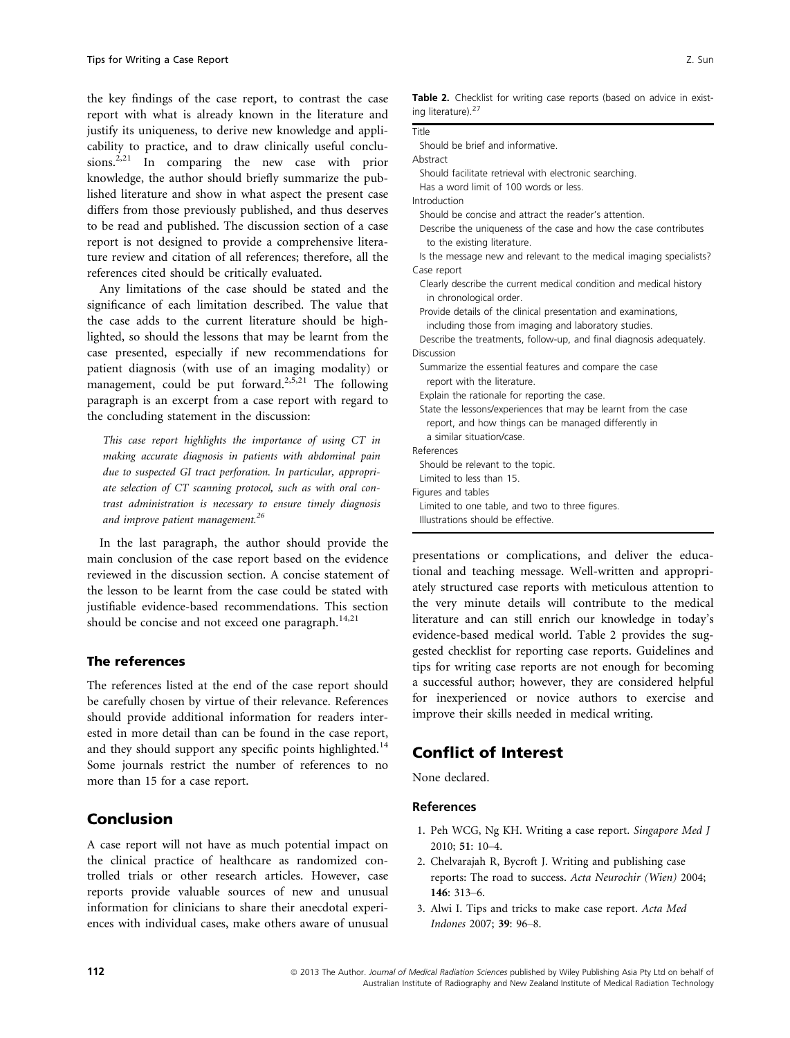the key findings of the case report, to contrast the case report with what is already known in the literature and justify its uniqueness, to derive new knowledge and applicability to practice, and to draw clinically useful conclusions.[2,21] In comparing the new case with prior knowledge, the author should briefly summarize the published literature and show in what aspect the present case differs from those previously published, and thus deserves to be read and published. The discussion section of a case report is not designed to provide a comprehensive literature review and citation of all references; therefore, all the references cited should be critically evaluated.

Any limitations of the case should be stated and the significance of each limitation described. The value that the case adds to the current literature should be highlighted, so should the lessons that may be learnt from the case presented, especially if new recommendations for patient diagnosis (with use of an imaging modality) or management, could be put forward.[2,5,21] The following paragraph is an excerpt from a case report with regard to the concluding statement in the discussion:

> *This case report highlights the importance of using CT in making accurate diagnosis in patients with abdominal pain due to suspected GI tract perforation. In particular, appropriate selection of CT scanning protocol, such as with oral contrast administration is necessary to ensure timely diagnosis and improve patient management.*[26]

In the last paragraph, the author should provide the main conclusion of the case report based on the evidence reviewed in the discussion section. A concise statement of the lesson to be learnt from the case could be stated with justifiable evidence-based recommendations. This section should be concise and not exceed one paragraph.[14,21]

### The references

The references listed at the end of the case report should be carefully chosen by virtue of their relevance. References should provide additional information for readers interested in more detail than can be found in the case report, and they should support any specific points highlighted.[14] Some journals restrict the number of references to no more than 15 for a case report.

**Table 2.** Checklist for writing case reports (based on advice in existing literature).[27]

| |
|---|
| Title |
| Should be brief and informative. |
| Abstract |
| Should facilitate retrieval with electronic searching. |
| Has a word limit of 100 words or less. |
| Introduction |
| Should be concise and attract the reader's attention. |
| Describe the uniqueness of the case and how the case contributes to the existing literature. |
| Is the message new and relevant to the medical imaging specialists? |
| Case report |
| Clearly describe the current medical condition and medical history in chronological order. |
| Provide details of the clinical presentation and examinations, including those from imaging and laboratory studies. |
| Describe the treatments, follow-up, and final diagnosis adequately. |
| Discussion |
| Summarize the essential features and compare the case report with the literature. |
| Explain the rationale for reporting the case. |
| State the lessons/experiences that may be learnt from the case report, and how things can be managed differently in a similar situation/case. |
| References |
| Should be relevant to the topic. |
| Limited to less than 15. |
| Figures and tables |
| Limited to one table, and two to three figures. |
| Illustrations should be effective. |

## Conclusion

A case report will not have as much potential impact on the clinical practice of healthcare as randomized controlled trials or other research articles. However, case reports provide valuable sources of new and unusual information for clinicians to share their anecdotal experiences with individual cases, make others aware of unusual presentations or complications, and deliver the educational and teaching message. Well-written and appropriately structured case reports with meticulous attention to the very minute details will contribute to the medical literature and can still enrich our knowledge in today's evidence-based medical world. Table 2 provides the suggested checklist for reporting case reports. Guidelines and tips for writing case reports are not enough for becoming a successful author; however, they are considered helpful for inexperienced or novice authors to exercise and improve their skills needed in medical writing.

## Conflict of Interest

None declared.

### References

1. Peh WCG, Ng KH. Writing a case report. *Singapore Med J* 2010; **51**: 10–4.
2. Chelvarajah R, Bycroft J. Writing and publishing case reports: The road to success. *Acta Neurochir (Wien)* 2004; **146**: 313–6.
3. Alwi I. Tips and tricks to make case report. *Acta Med Indones* 2007; **39**: 96–8.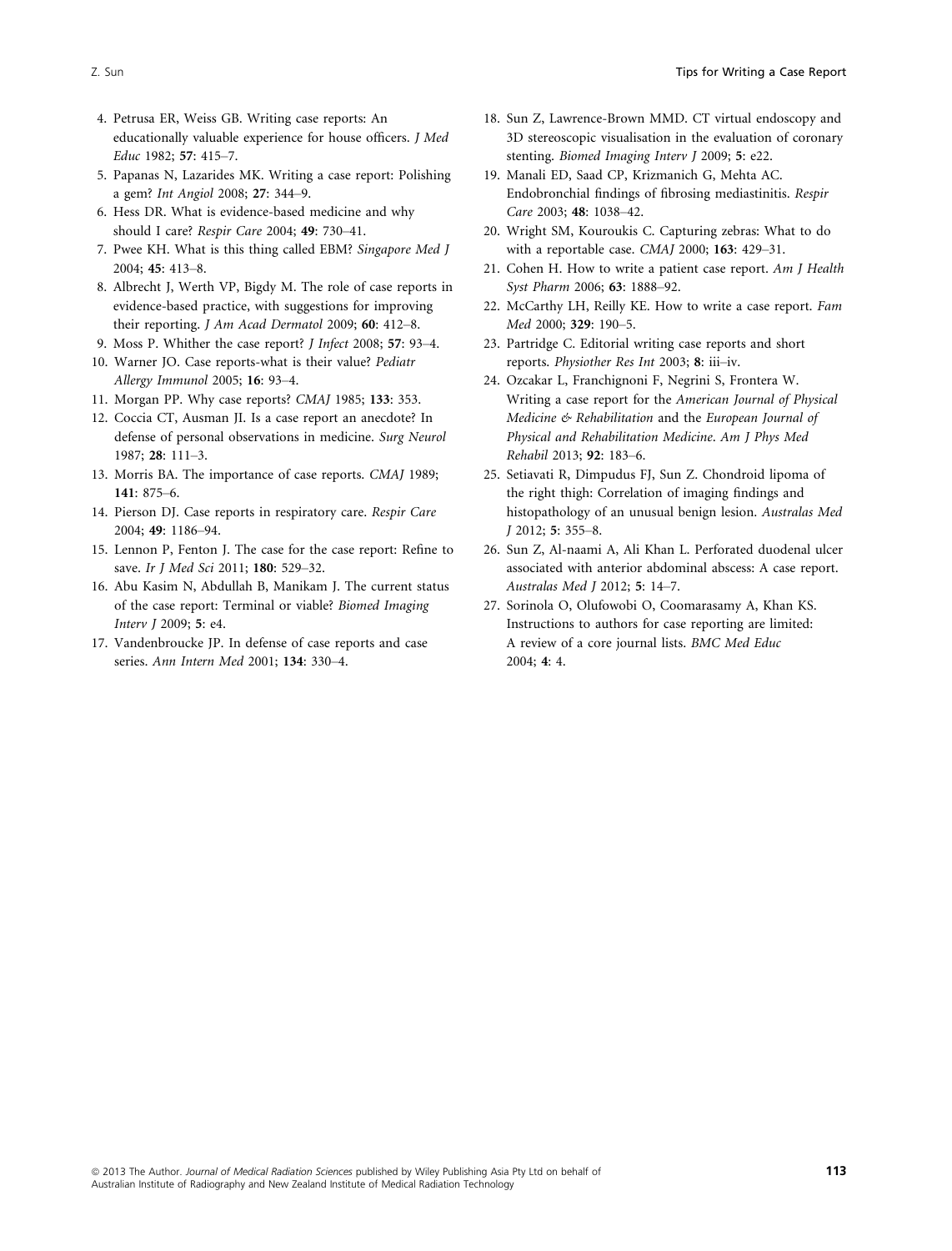4. Petrusa ER, Weiss GB. Writing case reports: An educationally valuable experience for house officers. *J Med Educ* 1982; **57**: 415–7.
5. Papanas N, Lazarides MK. Writing a case report: Polishing a gem? *Int Angiol* 2008; **27**: 344–9.
6. Hess DR. What is evidence-based medicine and why should I care? *Respir Care* 2004; **49**: 730–41.
7. Pwee KH. What is this thing called EBM? *Singapore Med J* 2004; **45**: 413–8.
8. Albrecht J, Werth VP, Bigdy M. The role of case reports in evidence-based practice, with suggestions for improving their reporting. *J Am Acad Dermatol* 2009; **60**: 412–8.
9. Moss P. Whither the case report? *J Infect* 2008; **57**: 93–4.
10. Warner JO. Case reports-what is their value? *Pediatr Allergy Immunol* 2005; **16**: 93–4.
11. Morgan PP. Why case reports? *CMAJ* 1985; **133**: 353.
12. Coccia CT, Ausman JI. Is a case report an anecdote? In defense of personal observations in medicine. *Surg Neurol* 1987; **28**: 111–3.
13. Morris BA. The importance of case reports. *CMAJ* 1989; **141**: 875–6.
14. Pierson DJ. Case reports in respiratory care. *Respir Care* 2004; **49**: 1186–94.
15. Lennon P, Fenton J. The case for the case report: Refine to save. *Ir J Med Sci* 2011; **180**: 529–32.
16. Abu Kasim N, Abdullah B, Manikam J. The current status of the case report: Terminal or viable? *Biomed Imaging Interv J* 2009; **5**: e4.
17. Vandenbroucke JP. In defense of case reports and case series. *Ann Intern Med* 2001; **134**: 330–4.
18. Sun Z, Lawrence-Brown MMD. CT virtual endoscopy and 3D stereoscopic visualisation in the evaluation of coronary stenting. *Biomed Imaging Interv J* 2009; **5**: e22.
19. Manali ED, Saad CP, Krizmanich G, Mehta AC. Endobronchial findings of fibrosing mediastinitis. *Respir Care* 2003; **48**: 1038–42.
20. Wright SM, Kouroukis C. Capturing zebras: What to do with a reportable case. *CMAJ* 2000; **163**: 429–31.
21. Cohen H. How to write a patient case report. *Am J Health Syst Pharm* 2006; **63**: 1888–92.
22. McCarthy LH, Reilly KE. How to write a case report. *Fam Med* 2000; **329**: 190–5.
23. Partridge C. Editorial writing case reports and short reports. *Physiother Res Int* 2003; **8**: iii–iv.
24. Ozcakar L, Franchignoni F, Negrini S, Frontera W. Writing a case report for the *American Journal of Physical Medicine & Rehabilitation* and the *European Journal of Physical and Rehabilitation Medicine*. *Am J Phys Med Rehabil* 2013; **92**: 183–6.
25. Setiavati R, Dimpudus FJ, Sun Z. Chondroid lipoma of the right thigh: Correlation of imaging findings and histopathology of an unusual benign lesion. *Australas Med J* 2012; **5**: 355–8.
26. Sun Z, Al-naami A, Ali Khan L. Perforated duodenal ulcer associated with anterior abdominal abscess: A case report. *Australas Med J* 2012; **5**: 14–7.
27. Sorinola O, Olufowobi O, Coomarasamy A, Khan KS. Instructions to authors for case reporting are limited: A review of a core journal lists. *BMC Med Educ* 2004; **4**: 4.